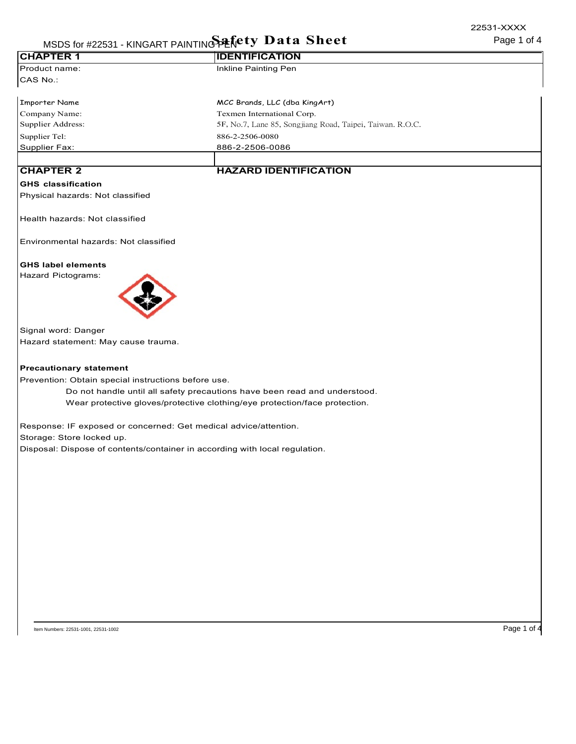# Safety Data Sheet

| CHAPTER 1 | IDENTIFICATION |
| --- | --- |
| Product name: | Inkline Painting Pen |
| CAS No.: | |

| | |
| --- | --- |
| Importer Name | MCC Brands, LLC (dba KingArt) |
| Company Name: | Texmen International Corp. |
| Supplier Address: | 5F, No.7, Lane 85, Songjiang Road, Taipei, Taiwan. R.O.C. |
| Supplier Tel: | 886-2-2506-0080 |
| Supplier Fax: | 886-2-2506-0086 |

## CHAPTER 2 HAZARD IDENTIFICATION

**GHS classification**

Physical hazards: Not classified

Health hazards: Not classified

Environmental hazards: Not classified

**GHS label elements**

Hazard Pictograms:

Signal word: Danger

Hazard statement: May cause trauma.

**Precautionary statement**

Prevention: Obtain special instructions before use.

Do not handle until all safety precautions have been read and understood.

Wear protective gloves/protective clothing/eye protection/face protection.

Response: IF exposed or concerned: Get medical advice/attention.

Storage: Store locked up.

Disposal: Dispose of contents/container in according with local regulation.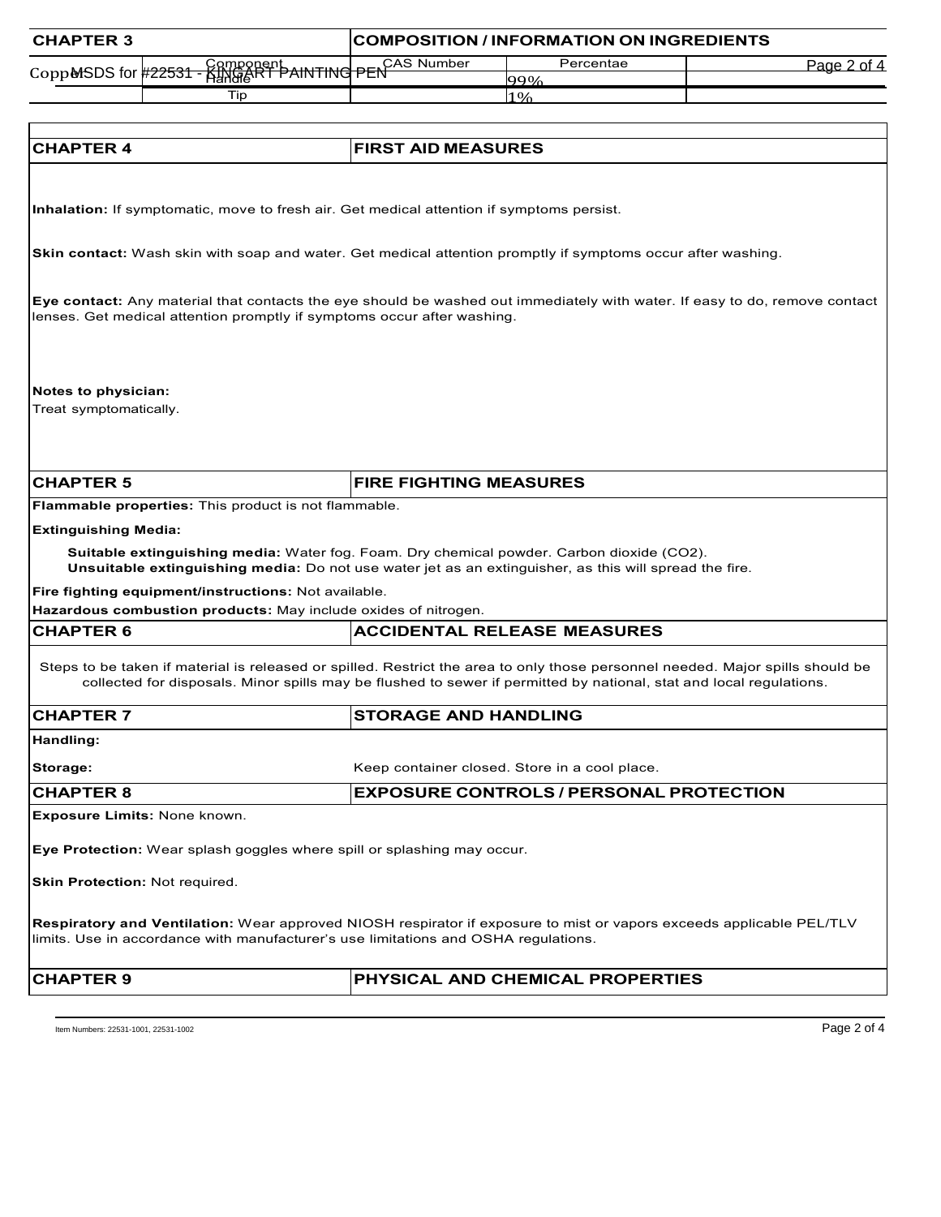| CHAPTER 3 | COMPOSITION / INFORMATION ON INGREDIENTS | | |
|---|---|---|---|
| Component | CAS Number | Percentae | |
| Handle | | 99% | |
| Tip | | 1% | |

| CHAPTER 4 | FIRST AID MEASURES |
|---|---|

**Inhalation:** If symptomatic, move to fresh air. Get medical attention if symptoms persist.

**Skin contact:** Wash skin with soap and water. Get medical attention promptly if symptoms occur after washing.

**Eye contact:** Any material that contacts the eye should be washed out immediately with water. If easy to do, remove contact lenses. Get medical attention promptly if symptoms occur after washing.

**Notes to physician:**
Treat symptomatically.

| CHAPTER 5 | FIRE FIGHTING MEASURES |
|---|---|

**Flammable properties:** This product is not flammable.

**Extinguishing Media:**

**Suitable extinguishing media:** Water fog. Foam. Dry chemical powder. Carbon dioxide ($CO_2$).
**Unsuitable extinguishing media:** Do not use water jet as an extinguisher, as this will spread the fire.

**Fire fighting equipment/instructions:** Not available.
**Hazardous combustion products:** May include oxides of nitrogen.

| CHAPTER 6 | ACCIDENTAL RELEASE MEASURES |
|---|---|

Steps to be taken if material is released or spilled. Restrict the area to only those personnel needed. Major spills should be collected for disposals. Minor spills may be flushed to sewer if permitted by national, stat and local regulations.

| CHAPTER 7 | STORAGE AND HANDLING |
|---|---|
| **Handling:** | |
| **Storage:** | Keep container closed. Store in a cool place. |

| CHAPTER 8 | EXPOSURE CONTROLS / PERSONAL PROTECTION |
|---|---|

**Exposure Limits:** None known.

**Eye Protection:** Wear splash goggles where spill or splashing may occur.

**Skin Protection:** Not required.

**Respiratory and Ventilation:** Wear approved NIOSH respirator if exposure to mist or vapors exceeds applicable PEL/TLV limits. Use in accordance with manufacturer's use limitations and OSHA regulations.

| CHAPTER 9 | PHYSICAL AND CHEMICAL PROPERTIES |
|---|---|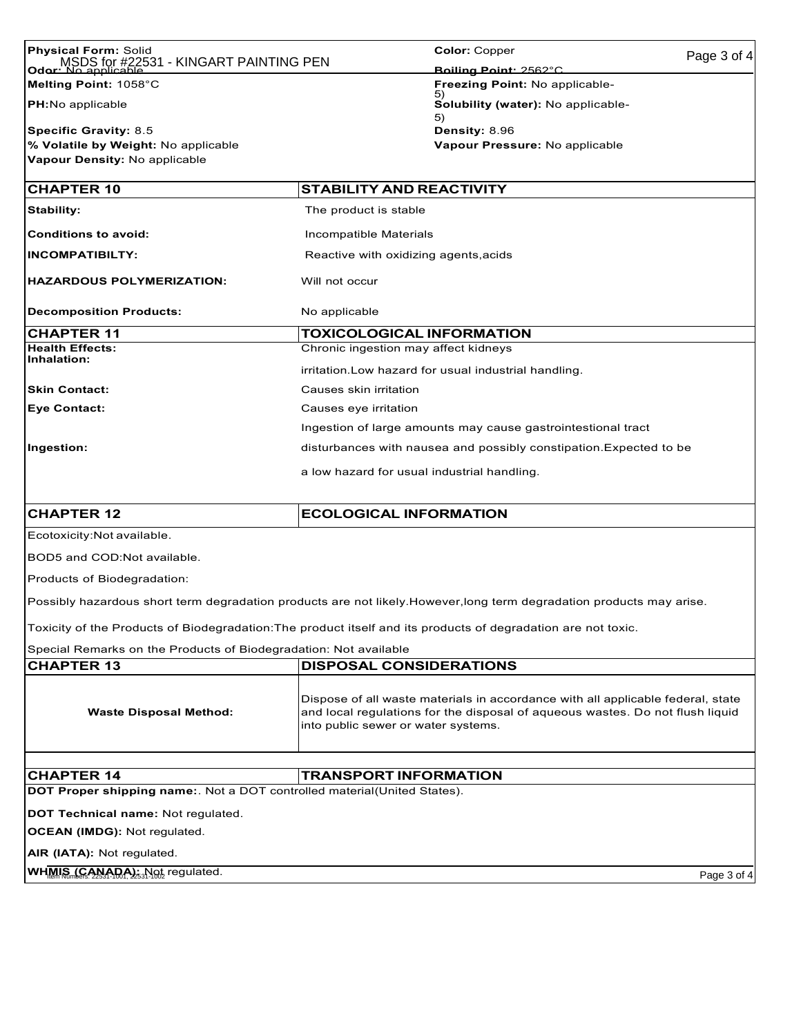**Physical Form:** Solid

**Color:** Copper

**Odor:** No applicable

**Boiling Point:** 2562°C

**Melting Point:** 1058°C

**Freezing Point:** No applicable-5)

**PH:** No applicable

**Solubility (water):** No applicable-5)

**Specific Gravity:** 8.5

**Density:** 8.96

**% Volatile by Weight:** No applicable

**Vapour Pressure:** No applicable

**Vapour Density:** No applicable

## CHAPTER 10 — STABILITY AND REACTIVITY

| | |
|---|---|
| **Stability:** | The product is stable |
| **Conditions to avoid:** | Incompatible Materials |
| **INCOMPATIBILTY:** | Reactive with oxidizing agents,acids |
| **HAZARDOUS POLYMERIZATION:** | Will not occur |
| **Decomposition Products:** | No applicable |

## CHAPTER 11 — TOXICOLOGICAL INFORMATION

| | |
|---|---|
| **Health Effects:** | Chronic ingestion may affect kidneys |
| **Inhalation:** | irritation.Low hazard for usual industrial handling. |
| **Skin Contact:** | Causes skin irritation |
| **Eye Contact:** | Causes eye irritation |
| **Ingestion:** | Ingestion of large amounts may cause gastrointestional tract disturbances with nausea and possibly constipation.Expected to be a low hazard for usual industrial handling. |

## CHAPTER 12 — ECOLOGICAL INFORMATION

Ecotoxicity:Not available.

BOD5 and COD:Not available.

Products of Biodegradation:

Possibly hazardous short term degradation products are not likely.However,long term degradation products may arise.

Toxicity of the Products of Biodegradation:The product itself and its products of degradation are not toxic.

Special Remarks on the Products of Biodegradation: Not available

## CHAPTER 13 — DISPOSAL CONSIDERATIONS

| | |
|---|---|
| **Waste Disposal Method:** | Dispose of all waste materials in accordance with all applicable federal, state and local regulations for the disposal of aqueous wastes. Do not flush liquid into public sewer or water systems. |

## CHAPTER 14 — TRANSPORT INFORMATION

**DOT Proper shipping name:**. Not a DOT controlled material(United States).

**DOT Technical name:** Not regulated.

**OCEAN (IMDG):** Not regulated.

**AIR (IATA):** Not regulated.

**WHMIS (CANADA):** Not regulated.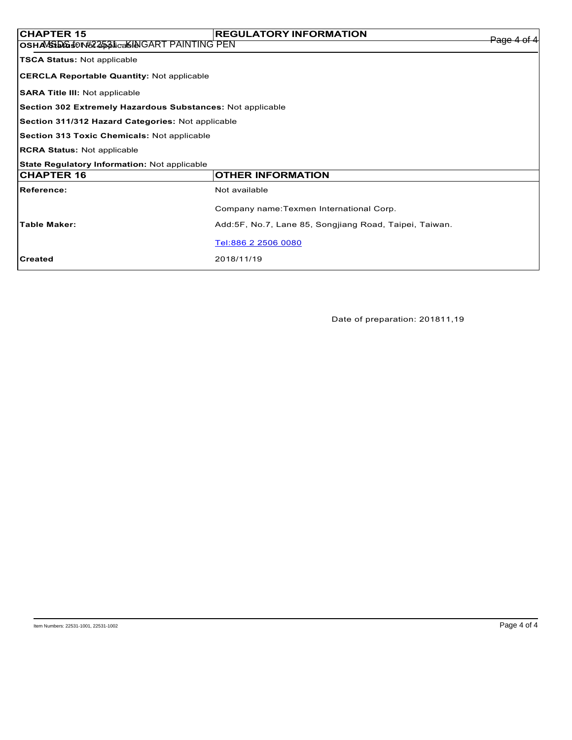| CHAPTER 15 | REGULATORY INFORMATION |
| --- | --- |

**OSHA Status:** Not applicable

**TSCA Status:** Not applicable

**CERCLA Reportable Quantity:** Not applicable

**SARA Title III:** Not applicable

**Section 302 Extremely Hazardous Substances:** Not applicable

**Section 311/312 Hazard Categories:** Not applicable

**Section 313 Toxic Chemicals:** Not applicable

**RCRA Status:** Not applicable

**State Regulatory Information:** Not applicable

| CHAPTER 16 | OTHER INFORMATION |
| --- | --- |
| **Reference:** | Not available |
| | Company name:Texmen International Corp. |
| **Table Maker:** | Add:5F, No.7, Lane 85, Songjiang Road, Taipei, Taiwan. |
| | Tel:886 2 2506 0080 |
| **Created** | 2018/11/19 |

Date of preparation: 201811,19